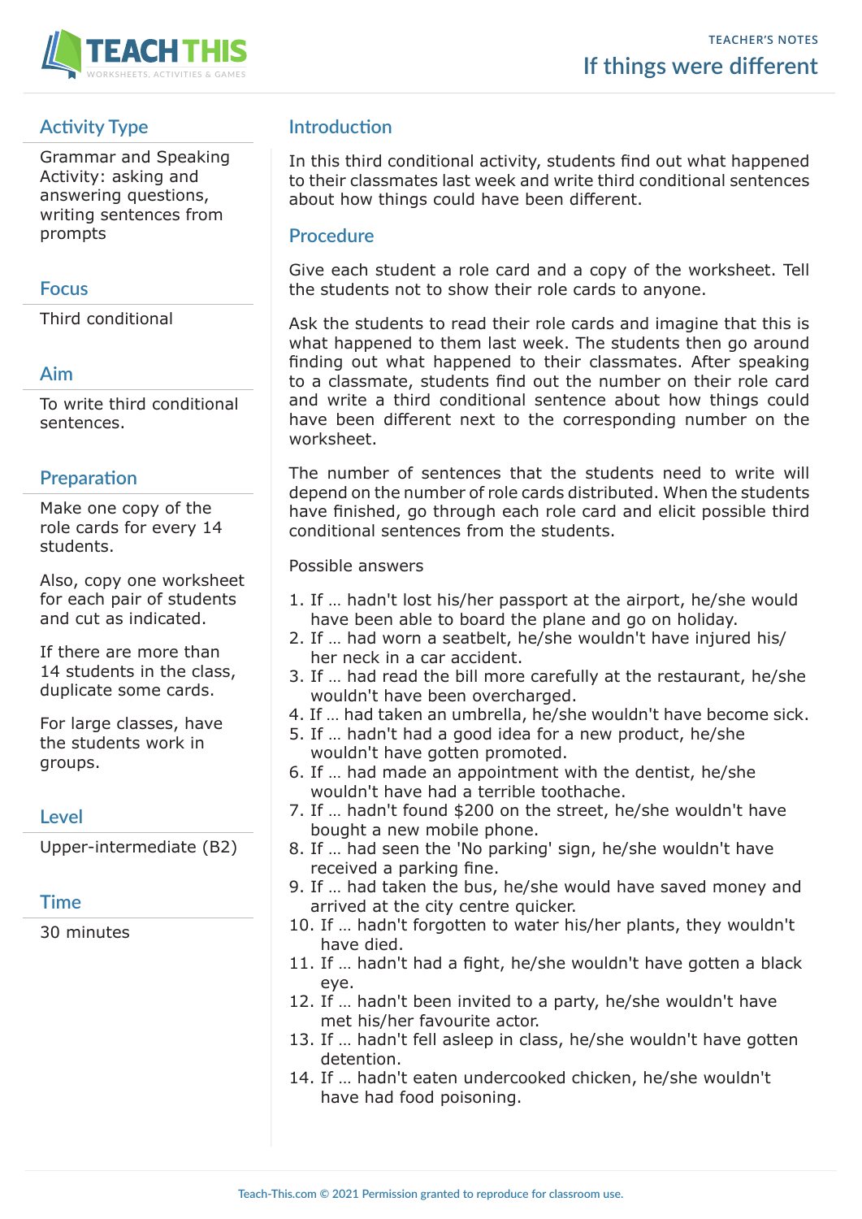# If things were different

## Activity Type

Grammar and Speaking Activity: asking and answering questions, writing sentences from prompts

## Focus

Third conditional

## Aim

To write third conditional sentences.

## Preparation

Make one copy of the role cards for every 14 students.

Also, copy one worksheet for each pair of students and cut as indicated.

If there are more than 14 students in the class, duplicate some cards.

For large classes, have the students work in groups.

## Level

Upper-intermediate (B2)

## Time

30 minutes

## Introduction

In this third conditional activity, students find out what happened to their classmates last week and write third conditional sentences about how things could have been different.

## Procedure

Give each student a role card and a copy of the worksheet. Tell the students not to show their role cards to anyone.

Ask the students to read their role cards and imagine that this is what happened to them last week. The students then go around finding out what happened to their classmates. After speaking to a classmate, students find out the number on their role card and write a third conditional sentence about how things could have been different next to the corresponding number on the worksheet.

The number of sentences that the students need to write will depend on the number of role cards distributed. When the students have finished, go through each role card and elicit possible third conditional sentences from the students.

Possible answers

1. If … hadn't lost his/her passport at the airport, he/she would have been able to board the plane and go on holiday.
2. If … had worn a seatbelt, he/she wouldn't have injured his/her neck in a car accident.
3. If … had read the bill more carefully at the restaurant, he/she wouldn't have been overcharged.
4. If … had taken an umbrella, he/she wouldn't have become sick.
5. If … hadn't had a good idea for a new product, he/she wouldn't have gotten promoted.
6. If … had made an appointment with the dentist, he/she wouldn't have had a terrible toothache.
7. If … hadn't found $200 on the street, he/she wouldn't have bought a new mobile phone.
8. If … had seen the 'No parking' sign, he/she wouldn't have received a parking fine.
9. If … had taken the bus, he/she would have saved money and arrived at the city centre quicker.
10. If … hadn't forgotten to water his/her plants, they wouldn't have died.
11. If … hadn't had a fight, he/she wouldn't have gotten a black eye.
12. If … hadn't been invited to a party, he/she wouldn't have met his/her favourite actor.
13. If … hadn't fell asleep in class, he/she wouldn't have gotten detention.
14. If … hadn't eaten undercooked chicken, he/she wouldn't have had food poisoning.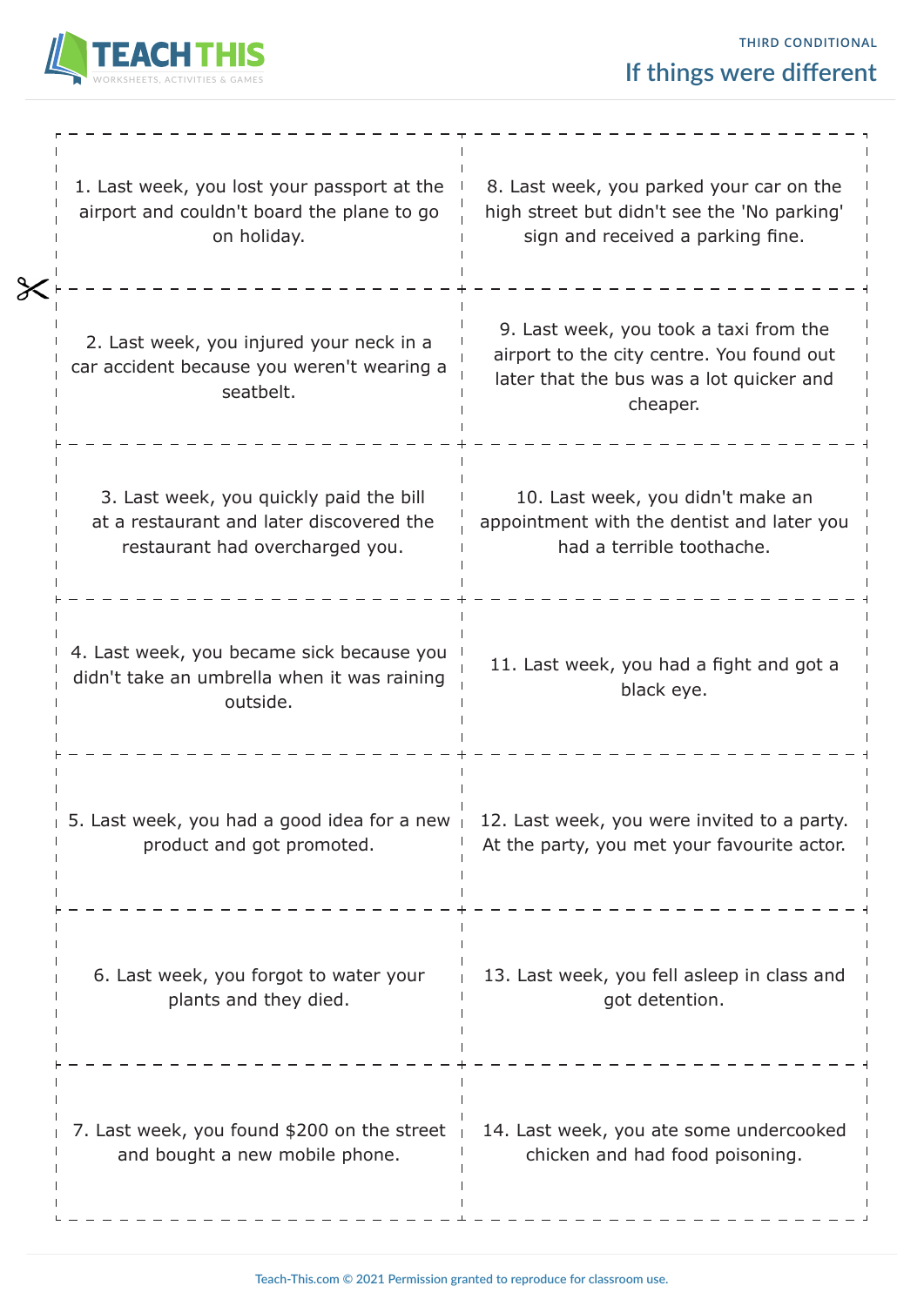# If things were different

1. Last week, you lost your passport at the airport and couldn't board the plane to go on holiday.

2. Last week, you injured your neck in a car accident because you weren't wearing a seatbelt.

3. Last week, you quickly paid the bill at a restaurant and later discovered the restaurant had overcharged you.

4. Last week, you became sick because you didn't take an umbrella when it was raining outside.

5. Last week, you had a good idea for a new product and got promoted.

6. Last week, you forgot to water your plants and they died.

7. Last week, you found $200 on the street and bought a new mobile phone.

8. Last week, you parked your car on the high street but didn't see the 'No parking' sign and received a parking fine.

9. Last week, you took a taxi from the airport to the city centre. You found out later that the bus was a lot quicker and cheaper.

10. Last week, you didn't make an appointment with the dentist and later you had a terrible toothache.

11. Last week, you had a fight and got a black eye.

12. Last week, you were invited to a party. At the party, you met your favourite actor.

13. Last week, you fell asleep in class and got detention.

14. Last week, you ate some undercooked chicken and had food poisoning.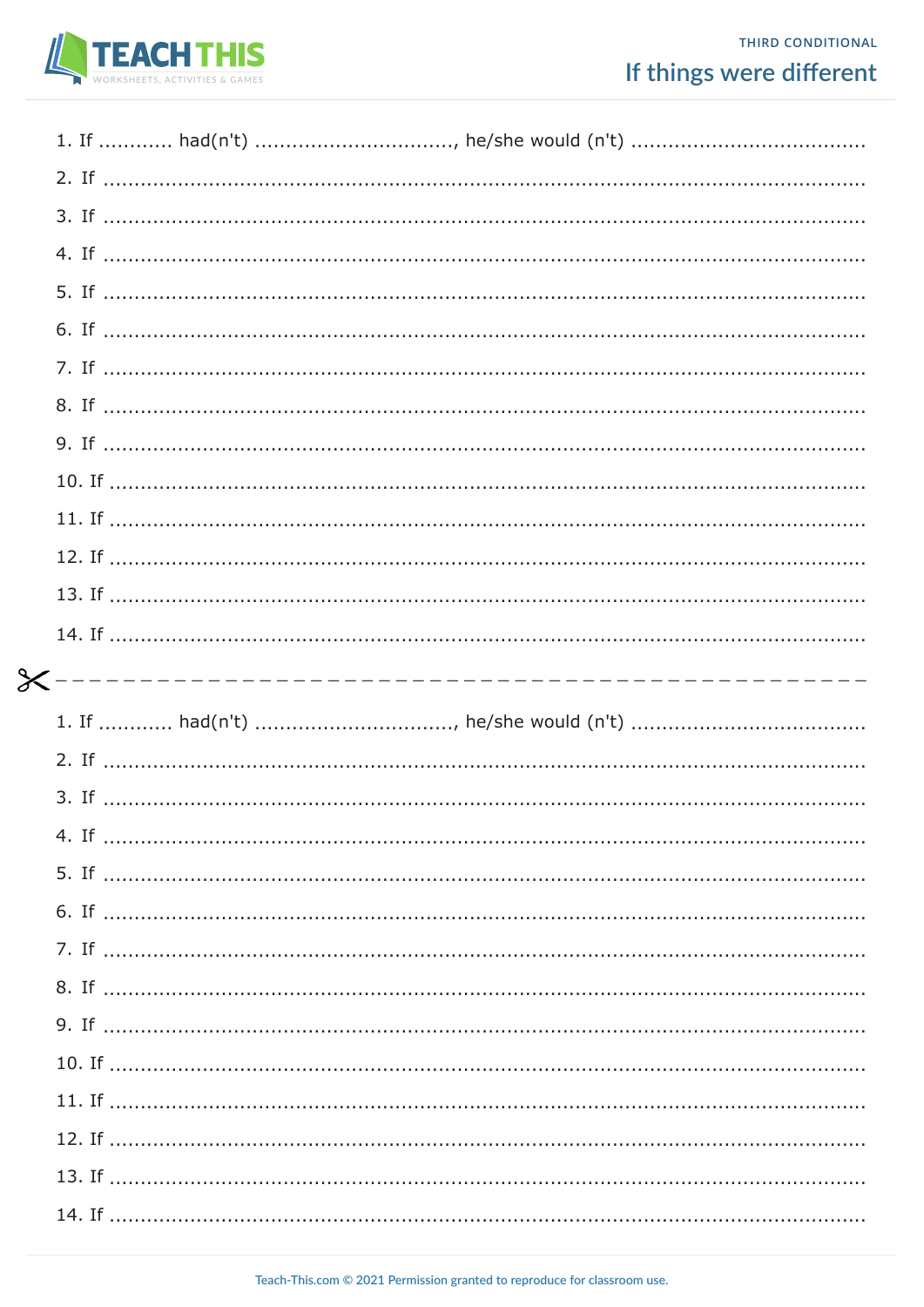THIRD CONDITIONAL

# If things were different

1. If ........... had(n't) ..............................., he/she would (n't) ....................................
2. If ..........................................................................................................
3. If ..........................................................................................................
4. If ..........................................................................................................
5. If ..........................................................................................................
6. If ..........................................................................................................
7. If ..........................................................................................................
8. If ..........................................................................................................
9. If ..........................................................................................................
10. If ........................................................................................................
11. If ........................................................................................................
12. If ........................................................................................................
13. If ........................................................................................................
14. If ........................................................................................................

✂------------------------------------------

1. If ........... had(n't) ..............................., he/she would (n't) ....................................
2. If ..........................................................................................................
3. If ..........................................................................................................
4. If ..........................................................................................................
5. If ..........................................................................................................
6. If ..........................................................................................................
7. If ..........................................................................................................
8. If ..........................................................................................................
9. If ..........................................................................................................
10. If ........................................................................................................
11. If ........................................................................................................
12. If ........................................................................................................
13. If ........................................................................................................
14. If ........................................................................................................

Teach-This.com © 2021 Permission granted to reproduce for classroom use.